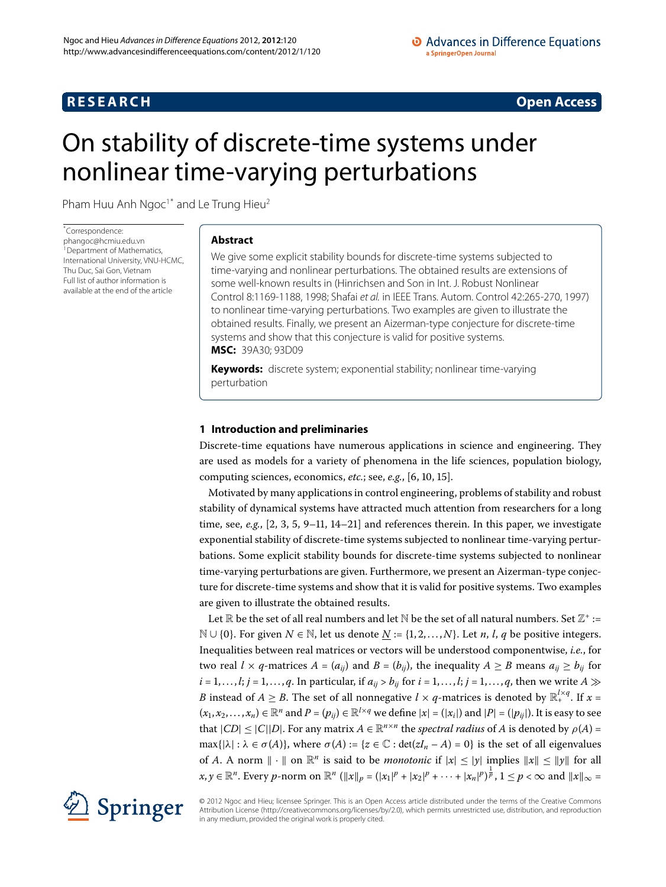**RESEARCH** **Open Access**

# On stability of discrete-time systems under nonlinear time-varying perturbations

Pham Huu Anh Ngoc[1*] and Le Trung Hieu[2]

*Correspondence: phangoc@hcmiu.edu.vn
[1]Department of Mathematics, International University, VNU-HCMC, Thu Duc, Sai Gon, Vietnam
Full list of author information is available at the end of the article

## Abstract

We give some explicit stability bounds for discrete-time systems subjected to time-varying and nonlinear perturbations. The obtained results are extensions of some well-known results in (Hinrichsen and Son in Int. J. Robust Nonlinear Control 8:1169-1188, 1998; Shafai *et al.* in IEEE Trans. Autom. Control 42:265-270, 1997) to nonlinear time-varying perturbations. Two examples are given to illustrate the obtained results. Finally, we present an Aizerman-type conjecture for discrete-time systems and show that this conjecture is valid for positive systems.

**MSC:** 39A30; 93D09

**Keywords:** discrete system; exponential stability; nonlinear time-varying perturbation

## 1 Introduction and preliminaries

Discrete-time equations have numerous applications in science and engineering. They are used as models for a variety of phenomena in the life sciences, population biology, computing sciences, economics, *etc.*; see, *e.g.*, [6, 10, 15].

Motivated by many applications in control engineering, problems of stability and robust stability of dynamical systems have attracted much attention from researchers for a long time, see, *e.g.*, [2, 3, 5, 9–11, 14–21] and references therein. In this paper, we investigate exponential stability of discrete-time systems subjected to nonlinear time-varying perturbations. Some explicit stability bounds for discrete-time systems subjected to nonlinear time-varying perturbations are given. Furthermore, we present an Aizerman-type conjecture for discrete-time systems and show that it is valid for positive systems. Two examples are given to illustrate the obtained results.

Let $\mathbb{R}$ be the set of all real numbers and let $\mathbb{N}$ be the set of all natural numbers. Set $\mathbb{Z}^+ := \mathbb{N} \cup \{0\}$. For given $N \in \mathbb{N}$, let us denote $\underline{N} := \{1, 2, \ldots, N\}$. Let $n$, $l$, $q$ be positive integers. Inequalities between real matrices or vectors will be understood componentwise, *i.e.*, for two real $l \times q$-matrices $A = (a_{ij})$ and $B = (b_{ij})$, the inequality $A \geq B$ means $a_{ij} \geq b_{ij}$ for $i = 1, \ldots, l$; $j = 1, \ldots, q$. In particular, if $a_{ij} > b_{ij}$ for $i = 1, \ldots, l$; $j = 1, \ldots, q$, then we write $A \gg B$ instead of $A \geq B$. The set of all nonnegative $l \times q$-matrices is denoted by $\mathbb{R}_+^{l\times q}$. If $x = (x_1, x_2, \ldots, x_n) \in \mathbb{R}^n$ and $P = (p_{ij}) \in \mathbb{R}^{l\times q}$ we define $|x| = (|x_i|)$ and $|P| = (|p_{ij}|)$. It is easy to see that $|CD| \leq |C||D|$. For any matrix $A \in \mathbb{R}^{n\times n}$ the *spectral radius* of $A$ is denoted by $\rho(A) = \max\{|\lambda| : \lambda \in \sigma(A)\}$, where $\sigma(A) := \{z \in \mathbb{C} : \det(zI_n - A) = 0\}$ is the set of all eigenvalues of $A$. A norm $\|\cdot\|$ on $\mathbb{R}^n$ is said to be *monotonic* if $|x| \leq |y|$ implies $\|x\| \leq \|y\|$ for all $x, y \in \mathbb{R}^n$. Every $p$-norm on $\mathbb{R}^n$ ($\|x\|_p = (|x_1|^p + |x_2|^p + \cdots + |x_n|^p)^{\frac{1}{p}}$, $1 \leq p < \infty$ and $\|x\|_\infty =$

© 2012 Ngoc and Hieu; licensee Springer. This is an Open Access article distributed under the terms of the Creative Commons Attribution License (http://creativecommons.org/licenses/by/2.0), which permits unrestricted use, distribution, and reproduction in any medium, provided the original work is properly cited.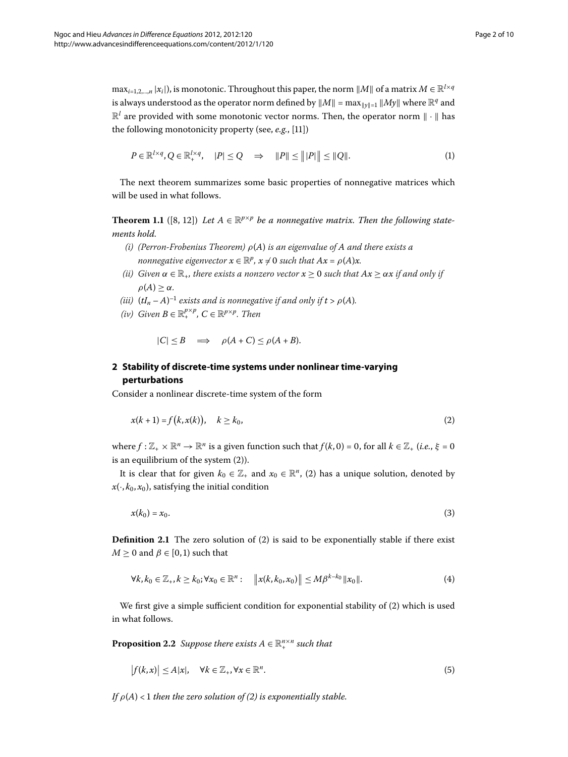$\max_{i=1,2,\ldots,n} |x_i|$), is monotonic. Throughout this paper, the norm $\|M\|$ of a matrix $M \in \mathbb{R}^{l\times q}$ is always understood as the operator norm defined by $\|M\| = \max_{\|y\|=1} \|My\|$ where $\mathbb{R}^q$ and $\mathbb{R}^l$ are provided with some monotonic vector norms. Then, the operator norm $\|\cdot\|$ has the following monotonicity property (see, *e.g.*, [11])

$$P \in \mathbb{R}^{l\times q}, Q \in \mathbb{R}_+^{l\times q}, \quad |P| \leq Q \quad \Rightarrow \quad \|P\| \leq \big\||P|\big\| \leq \|Q\|. \tag{1}$$

The next theorem summarizes some basic properties of nonnegative matrices which will be used in what follows.

**Theorem 1.1** ([8, 12]) *Let $A \in \mathbb{R}^{p\times p}$ be a nonnegative matrix. Then the following statements hold.*

- *(i) (Perron-Frobenius Theorem) $\rho(A)$ is an eigenvalue of $A$ and there exists a nonnegative eigenvector $x \in \mathbb{R}^p$, $x \neq 0$ such that $Ax = \rho(A)x$.*
- *(ii) Given $\alpha \in \mathbb{R}_+$, there exists a nonzero vector $x \geq 0$ such that $Ax \geq \alpha x$ if and only if $\rho(A) \geq \alpha$.*
- *(iii) $(tI_n - A)^{-1}$ exists and is nonnegative if and only if $t > \rho(A)$.*
- *(iv) Given $B \in \mathbb{R}_+^{p\times p}$, $C \in \mathbb{R}^{p\times p}$. Then*

$$|C| \leq B \quad \Longrightarrow \quad \rho(A + C) \leq \rho(A + B).$$

## 2 Stability of discrete-time systems under nonlinear time-varying perturbations

Consider a nonlinear discrete-time system of the form

$$x(k+1) = f\big(k, x(k)\big), \quad k \geq k_0, \tag{2}$$

where $f : \mathbb{Z}_+ \times \mathbb{R}^n \to \mathbb{R}^n$ is a given function such that $f(k, 0) = 0$, for all $k \in \mathbb{Z}_+$ (*i.e.*, $\xi = 0$ is an equilibrium of the system (2)).

It is clear that for given $k_0 \in \mathbb{Z}_+$ and $x_0 \in \mathbb{R}^n$, (2) has a unique solution, denoted by $x(\cdot, k_0, x_0)$, satisfying the initial condition

$$x(k_0) = x_0. \tag{3}$$

**Definition 2.1** The zero solution of (2) is said to be exponentially stable if there exist $M \geq 0$ and $\beta \in [0, 1)$ such that

$$\forall k, k_0 \in \mathbb{Z}_+, k \geq k_0; \forall x_0 \in \mathbb{R}^n : \quad \big\|x(k, k_0, x_0)\big\| \leq M\beta^{k-k_0}\|x_0\|. \tag{4}$$

We first give a simple sufficient condition for exponential stability of (2) which is used in what follows.

**Proposition 2.2** *Suppose there exists $A \in \mathbb{R}_+^{n\times n}$ such that*

$$\big|f(k, x)\big| \leq A|x|, \quad \forall k \in \mathbb{Z}_+, \forall x \in \mathbb{R}^n. \tag{5}$$

*If $\rho(A) < 1$ then the zero solution of (2) is exponentially stable.*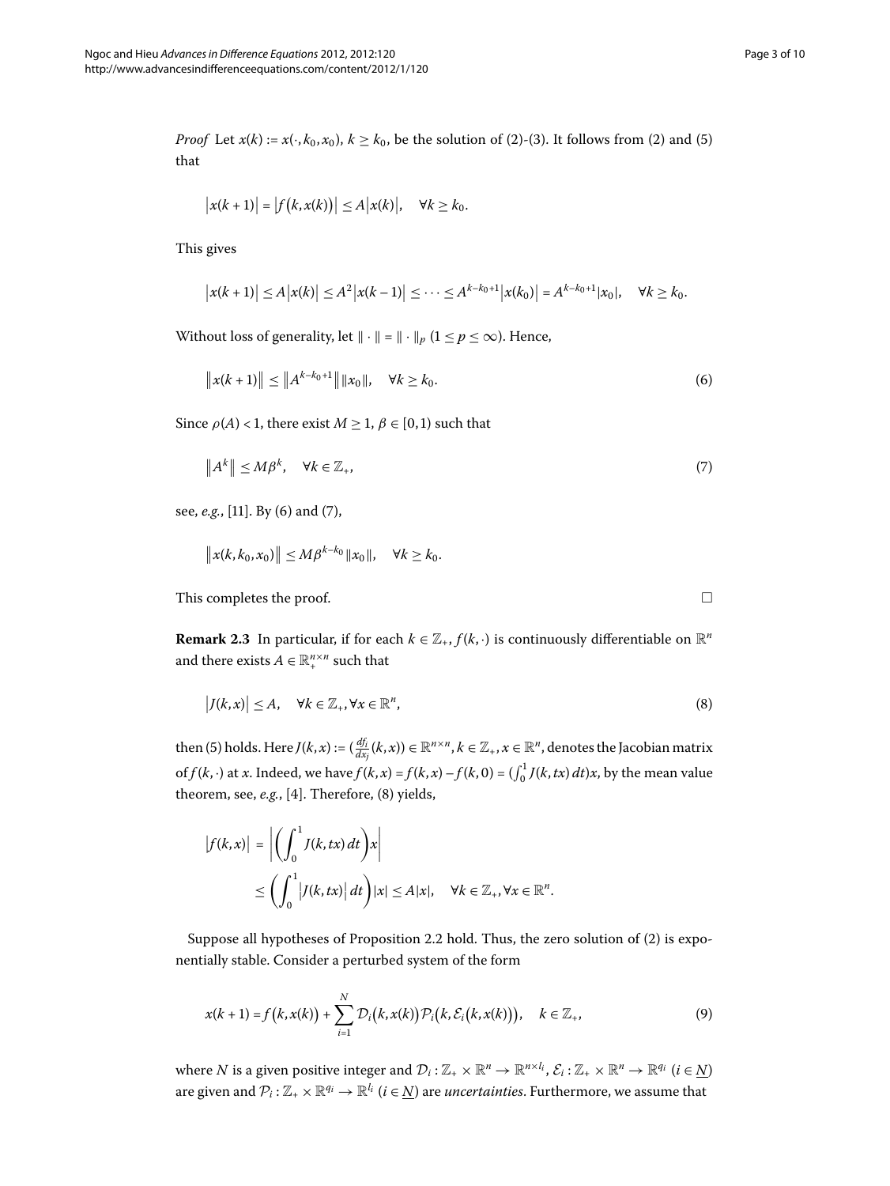*Proof* Let $x(k) := x(\cdot, k_0, x_0)$, $k \geq k_0$, be the solution of (2)-(3). It follows from (2) and (5) that

$$\left|x(k+1)\right| = \left|f\left(k, x(k)\right)\right| \leq A\left|x(k)\right|, \quad \forall k \geq k_0.$$

This gives

$$\left|x(k+1)\right| \leq A\left|x(k)\right| \leq A^2\left|x(k-1)\right| \leq \cdots \leq A^{k-k_0+1}\left|x(k_0)\right| = A^{k-k_0+1}|x_0|, \quad \forall k \geq k_0.$$

Without loss of generality, let $\|\cdot\| = \|\cdot\|_p$ $(1 \leq p \leq \infty)$. Hence,

$$\left\|x(k+1)\right\| \leq \left\|A^{k-k_0+1}\right\| \|x_0\|, \quad \forall k \geq k_0. \tag{6}$$

Since $\rho(A) < 1$, there exist $M \geq 1$, $\beta \in [0,1)$ such that

$$\left\|A^k\right\| \leq M\beta^k, \quad \forall k \in \mathbb{Z}_+, \tag{7}$$

see, *e.g.*, [11]. By (6) and (7),

$$\left\|x(k, k_0, x_0)\right\| \leq M\beta^{k-k_0}\|x_0\|, \quad \forall k \geq k_0.$$

This completes the proof. □

**Remark 2.3** In particular, if for each $k \in \mathbb{Z}_+$, $f(k,\cdot)$ is continuously differentiable on $\mathbb{R}^n$ and there exists $A \in \mathbb{R}_+^{n\times n}$ such that

$$\left|J(k,x)\right| \leq A, \quad \forall k \in \mathbb{Z}_+, \forall x \in \mathbb{R}^n, \tag{8}$$

then (5) holds. Here $J(k,x) := (\frac{df_i}{dx_j}(k,x)) \in \mathbb{R}^{n\times n}$, $k \in \mathbb{Z}_+$, $x \in \mathbb{R}^n$, denotes the Jacobian matrix of $f(k,\cdot)$ at $x$. Indeed, we have $f(k,x) = f(k,x) - f(k,0) = (\int_0^1 J(k,tx)\,dt)x$, by the mean value theorem, see, *e.g.*, [4]. Therefore, (8) yields,

$$\begin{aligned}
\left|f(k,x)\right| &= \left|\left(\int_0^1 J(k,tx)\,dt\right)x\right| \\
&\leq \left(\int_0^1 \left|J(k,tx)\right|dt\right)|x| \leq A|x|, \quad \forall k \in \mathbb{Z}_+, \forall x \in \mathbb{R}^n.
\end{aligned}$$

Suppose all hypotheses of Proposition 2.2 hold. Thus, the zero solution of (2) is exponentially stable. Consider a perturbed system of the form

$$x(k+1) = f\left(k, x(k)\right) + \sum_{i=1}^{N} \mathcal{D}_i\left(k, x(k)\right)\mathcal{P}_i\left(k, \mathcal{E}_i\left(k, x(k)\right)\right), \quad k \in \mathbb{Z}_+, \tag{9}$$

where $N$ is a given positive integer and $\mathcal{D}_i : \mathbb{Z}_+ \times \mathbb{R}^n \to \mathbb{R}^{n\times l_i}$, $\mathcal{E}_i : \mathbb{Z}_+ \times \mathbb{R}^n \to \mathbb{R}^{q_i}$ $(i \in \underline{N})$ are given and $\mathcal{P}_i : \mathbb{Z}_+ \times \mathbb{R}^{q_i} \to \mathbb{R}^{l_i}$ $(i \in \underline{N})$ are *uncertainties*. Furthermore, we assume that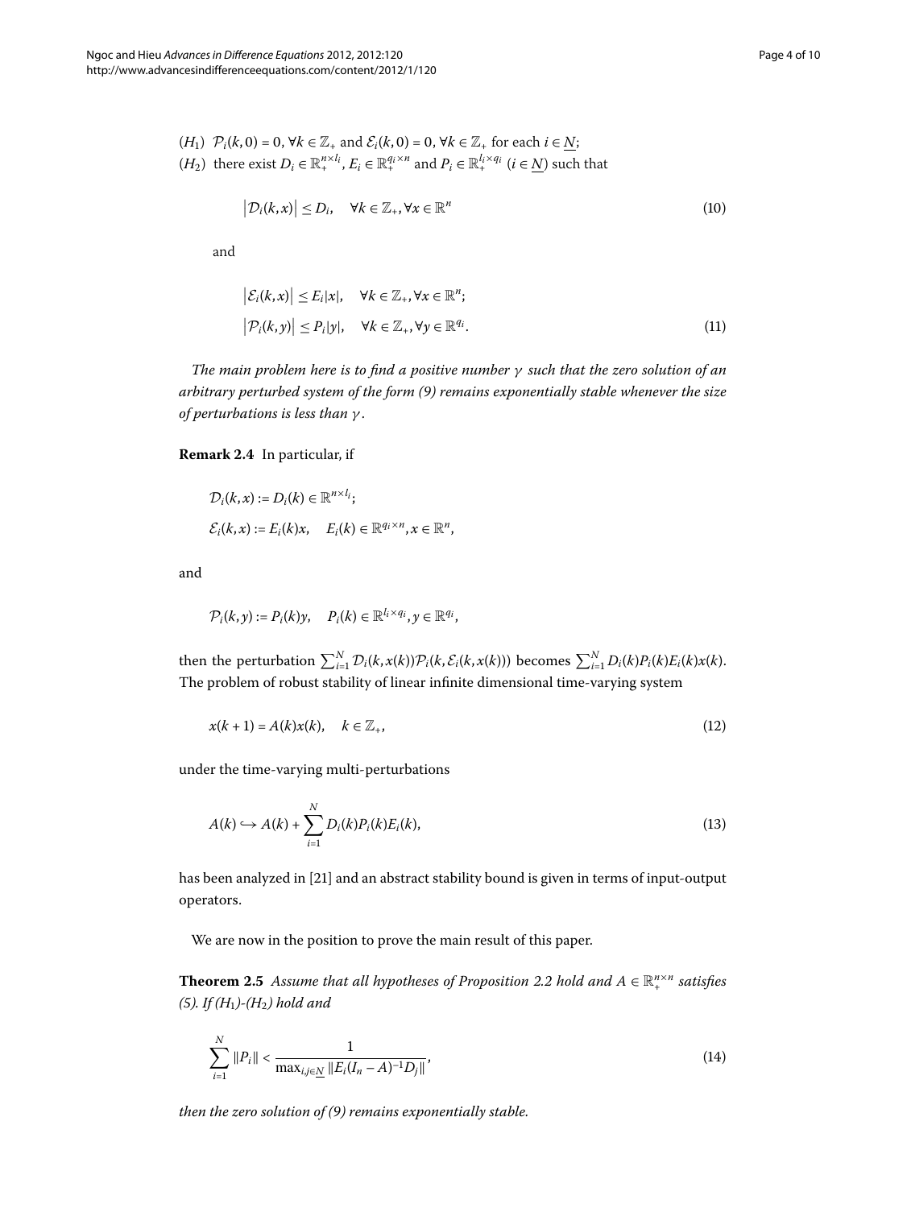$(H_1)$ $\mathcal{P}_i(k,0) = 0$, $\forall k \in \mathbb{Z}_+$ and $\mathcal{E}_i(k,0) = 0$, $\forall k \in \mathbb{Z}_+$ for each $i \in \underline{N}$;

$(H_2)$ there exist $D_i \in \mathbb{R}_+^{n\times l_i}$, $E_i \in \mathbb{R}_+^{q_i\times n}$ and $P_i \in \mathbb{R}_+^{l_i\times q_i}$ $(i \in \underline{N})$ such that

$$\left|\mathcal{D}_i(k,x)\right| \le D_i, \quad \forall k \in \mathbb{Z}_+, \forall x \in \mathbb{R}^n \tag{10}$$

and

$$\begin{aligned} \left|\mathcal{E}_i(k,x)\right| &\le E_i|x|, \quad \forall k \in \mathbb{Z}_+, \forall x \in \mathbb{R}^n; \\ \left|\mathcal{P}_i(k,y)\right| &\le P_i|y|, \quad \forall k \in \mathbb{Z}_+, \forall y \in \mathbb{R}^{q_i}. \end{aligned} \tag{11}$$

*The main problem here is to find a positive number $\gamma$ such that the zero solution of an arbitrary perturbed system of the form (9) remains exponentially stable whenever the size of perturbations is less than $\gamma$.*

**Remark 2.4** In particular, if

$$\begin{aligned} &\mathcal{D}_i(k,x) := D_i(k) \in \mathbb{R}^{n\times l_i}; \\ &\mathcal{E}_i(k,x) := E_i(k)x, \quad E_i(k) \in \mathbb{R}^{q_i\times n}, x \in \mathbb{R}^n, \end{aligned}$$

and

$$\mathcal{P}_i(k,y) := P_i(k)y, \quad P_i(k) \in \mathbb{R}^{l_i\times q_i}, y \in \mathbb{R}^{q_i},$$

then the perturbation $\sum_{i=1}^N \mathcal{D}_i(k,x(k))\mathcal{P}_i(k,\mathcal{E}_i(k,x(k)))$ becomes $\sum_{i=1}^N D_i(k)P_i(k)E_i(k)x(k)$. The problem of robust stability of linear infinite dimensional time-varying system

$$x(k+1) = A(k)x(k), \quad k \in \mathbb{Z}_+, \tag{12}$$

under the time-varying multi-perturbations

$$A(k) \hookrightarrow A(k) + \sum_{i=1}^N D_i(k)P_i(k)E_i(k), \tag{13}$$

has been analyzed in [21] and an abstract stability bound is given in terms of input-output operators.

We are now in the position to prove the main result of this paper.

**Theorem 2.5** *Assume that all hypotheses of Proposition 2.2 hold and $A \in \mathbb{R}_+^{n\times n}$ satisfies (5). If $(H_1)$-$(H_2)$ hold and*

$$\sum_{i=1}^N \|P_i\| < \frac{1}{\max_{i,j\in\underline{N}} \|E_i(I_n - A)^{-1}D_j\|}, \tag{14}$$

*then the zero solution of (9) remains exponentially stable.*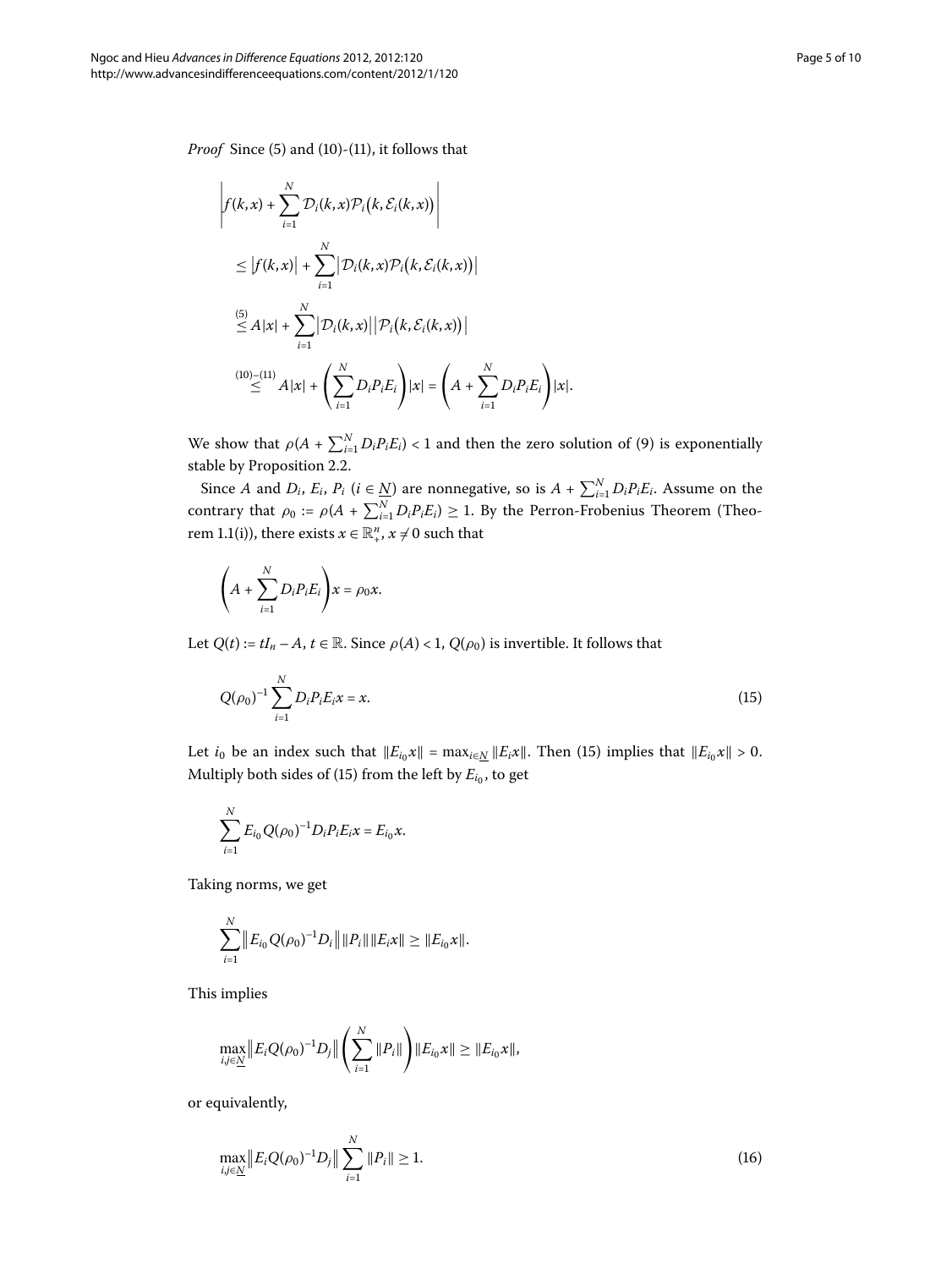*Proof* Since (5) and (10)-(11), it follows that

$$
\begin{aligned}
&\left| f(k,x) + \sum_{i=1}^{N} \mathcal{D}_i(k,x)\mathcal{P}_i\big(k, \mathcal{E}_i(k,x)\big) \right| \\
&\quad \leq \big| f(k,x) \big| + \sum_{i=1}^{N} \big| \mathcal{D}_i(k,x)\mathcal{P}_i\big(k,\mathcal{E}_i(k,x)\big) \big| \\
&\quad \overset{(5)}{\leq} A|x| + \sum_{i=1}^{N} \big|\mathcal{D}_i(k,x)\big| \big|\mathcal{P}_i\big(k,\mathcal{E}_i(k,x)\big)\big| \\
&\quad \overset{(10)-(11)}{\leq} A|x| + \left( \sum_{i=1}^{N} D_i P_i E_i \right)|x| = \left( A + \sum_{i=1}^{N} D_i P_i E_i \right)|x|.
\end{aligned}
$$

We show that $\rho(A + \sum_{i=1}^{N} D_i P_i E_i) < 1$ and then the zero solution of (9) is exponentially stable by Proposition 2.2.

Since $A$ and $D_i$, $E_i$, $P_i$ ($i \in \underline{N}$) are nonnegative, so is $A + \sum_{i=1}^{N} D_i P_i E_i$. Assume on the contrary that $\rho_0 := \rho(A + \sum_{i=1}^{N} D_i P_i E_i) \geq 1$. By the Perron-Frobenius Theorem (Theorem 1.1(i)), there exists $x \in \mathbb{R}_+^n$, $x \neq 0$ such that

$$
\left( A + \sum_{i=1}^{N} D_i P_i E_i \right) x = \rho_0 x.
$$

Let $Q(t) := tI_n - A$, $t \in \mathbb{R}$. Since $\rho(A) < 1$, $Q(\rho_0)$ is invertible. It follows that

$$
Q(\rho_0)^{-1} \sum_{i=1}^{N} D_i P_i E_i x = x. \tag{15}
$$

Let $i_0$ be an index such that $\|E_{i_0} x\| = \max_{i \in \underline{N}} \|E_i x\|$. Then (15) implies that $\|E_{i_0} x\| > 0$. Multiply both sides of (15) from the left by $E_{i_0}$, to get

$$
\sum_{i=1}^{N} E_{i_0} Q(\rho_0)^{-1} D_i P_i E_i x = E_{i_0} x.
$$

Taking norms, we get

$$
\sum_{i=1}^{N} \big\| E_{i_0} Q(\rho_0)^{-1} D_i \big\| \|P_i\| \|E_i x\| \geq \|E_{i_0} x\|.
$$

This implies

$$
\max_{i,j \in \underline{N}} \big\| E_i Q(\rho_0)^{-1} D_j \big\| \left( \sum_{i=1}^{N} \|P_i\| \right) \|E_{i_0} x\| \geq \|E_{i_0} x\|,
$$

or equivalently,

$$
\max_{i,j \in \underline{N}} \big\| E_i Q(\rho_0)^{-1} D_j \big\| \sum_{i=1}^{N} \|P_i\| \geq 1. \tag{16}
$$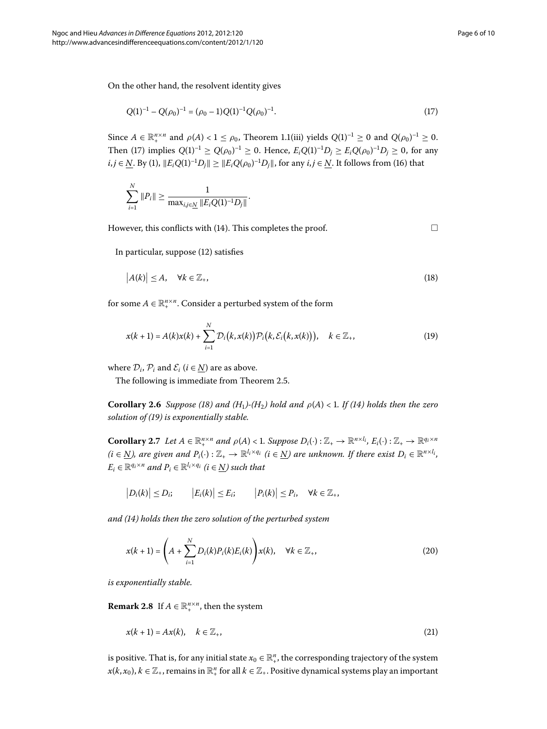On the other hand, the resolvent identity gives

$$Q(1)^{-1} - Q(\rho_0)^{-1} = (\rho_0 - 1)Q(1)^{-1}Q(\rho_0)^{-1}. \tag{17}$$

Since $A \in \mathbb{R}_+^{n\times n}$ and $\rho(A) < 1 \leq \rho_0$, Theorem 1.1(iii) yields $Q(1)^{-1} \geq 0$ and $Q(\rho_0)^{-1} \geq 0$. Then (17) implies $Q(1)^{-1} \geq Q(\rho_0)^{-1} \geq 0$. Hence, $E_iQ(1)^{-1}D_j \geq E_iQ(\rho_0)^{-1}D_j \geq 0$, for any $i, j \in \underline{N}$. By (1), $\|E_iQ(1)^{-1}D_j\| \geq \|E_iQ(\rho_0)^{-1}D_j\|$, for any $i, j \in \underline{N}$. It follows from (16) that

$$\sum_{i=1}^{N} \|P_i\| \geq \frac{1}{\max_{i,j\in \underline{N}} \|E_iQ(1)^{-1}D_j\|}.$$

However, this conflicts with (14). This completes the proof. □

In particular, suppose (12) satisfies

$$|A(k)| \leq A, \quad \forall k \in \mathbb{Z}_+, \tag{18}$$

for some $A \in \mathbb{R}_+^{n\times n}$. Consider a perturbed system of the form

$$x(k+1) = A(k)x(k) + \sum_{i=1}^{N} \mathcal{D}_i(k, x(k))\mathcal{P}_i(k, \mathcal{E}_i(k, x(k))), \quad k \in \mathbb{Z}_+, \tag{19}$$

where $\mathcal{D}_i$, $\mathcal{P}_i$ and $\mathcal{E}_i$ ($i \in \underline{N}$) are as above.

The following is immediate from Theorem 2.5.

**Corollary 2.6** *Suppose (18) and ($H_1$)-($H_2$) hold and $\rho(A) < 1$. If (14) holds then the zero solution of (19) is exponentially stable.*

**Corollary 2.7** *Let $A \in \mathbb{R}_+^{n\times n}$ and $\rho(A) < 1$. Suppose $D_i(\cdot) : \mathbb{Z}_+ \to \mathbb{R}^{n\times l_i}$, $E_i(\cdot) : \mathbb{Z}_+ \to \mathbb{R}^{q_i\times n}$ ($i \in \underline{N}$), are given and $P_i(\cdot) : \mathbb{Z}_+ \to \mathbb{R}^{l_i\times q_i}$ ($i \in \underline{N}$) are unknown. If there exist $D_i \in \mathbb{R}^{n\times l_i}$, $E_i \in \mathbb{R}^{q_i\times n}$ and $P_i \in \mathbb{R}^{l_i\times q_i}$ ($i \in \underline{N}$) such that*

$$|D_i(k)| \leq D_i; \qquad |E_i(k)| \leq E_i; \qquad |P_i(k)| \leq P_i, \quad \forall k \in \mathbb{Z}_+,$$

*and (14) holds then the zero solution of the perturbed system*

$$x(k+1) = \left(A + \sum_{i=1}^{N} D_i(k)P_i(k)E_i(k)\right)x(k), \quad \forall k \in \mathbb{Z}_+, \tag{20}$$

*is exponentially stable.*

**Remark 2.8** If $A \in \mathbb{R}_+^{n\times n}$, then the system

$$x(k+1) = Ax(k), \quad k \in \mathbb{Z}_+, \tag{21}$$

is positive. That is, for any initial state $x_0 \in \mathbb{R}_+^n$, the corresponding trajectory of the system $x(k, x_0)$, $k \in \mathbb{Z}_+$, remains in $\mathbb{R}_+^n$ for all $k \in \mathbb{Z}_+$. Positive dynamical systems play an important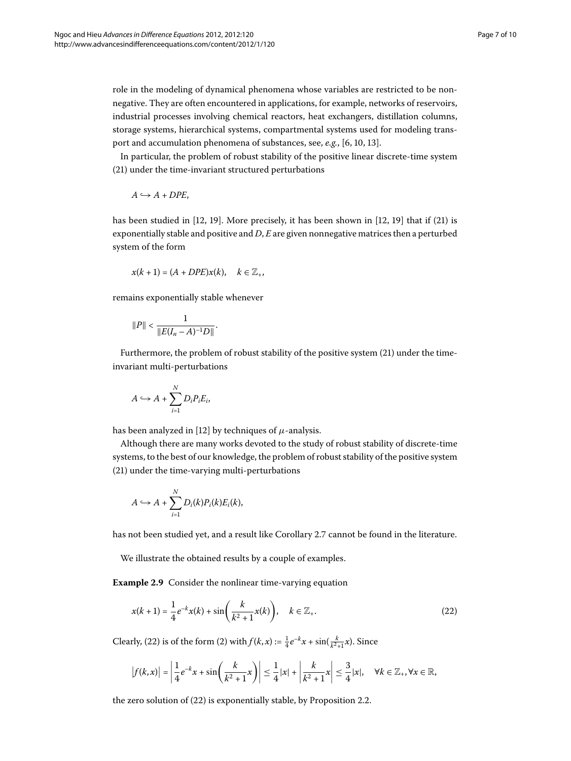role in the modeling of dynamical phenomena whose variables are restricted to be nonnegative. They are often encountered in applications, for example, networks of reservoirs, industrial processes involving chemical reactors, heat exchangers, distillation columns, storage systems, hierarchical systems, compartmental systems used for modeling transport and accumulation phenomena of substances, see, *e.g.*, [6, 10, 13].

In particular, the problem of robust stability of the positive linear discrete-time system (21) under the time-invariant structured perturbations

$$A \hookrightarrow A + DPE,$$

has been studied in [12, 19]. More precisely, it has been shown in [12, 19] that if (21) is exponentially stable and positive and $D, E$ are given nonnegative matrices then a perturbed system of the form

$$x(k+1) = (A + DPE)x(k), \quad k \in \mathbb{Z}_+,$$

remains exponentially stable whenever

$$\|P\| < \frac{1}{\|E(I_n - A)^{-1}D\|}.$$

Furthermore, the problem of robust stability of the positive system (21) under the time-invariant multi-perturbations

$$A \hookrightarrow A + \sum_{i=1}^{N} D_i P_i E_i,$$

has been analyzed in [12] by techniques of $\mu$-analysis.

Although there are many works devoted to the study of robust stability of discrete-time systems, to the best of our knowledge, the problem of robust stability of the positive system (21) under the time-varying multi-perturbations

$$A \hookrightarrow A + \sum_{i=1}^{N} D_i(k) P_i(k) E_i(k),$$

has not been studied yet, and a result like Corollary 2.7 cannot be found in the literature.

We illustrate the obtained results by a couple of examples.

**Example 2.9** Consider the nonlinear time-varying equation

$$x(k+1) = \frac{1}{4}e^{-k}x(k) + \sin\left(\frac{k}{k^2+1}x(k)\right), \quad k \in \mathbb{Z}_+. \tag{22}$$

Clearly, (22) is of the form (2) with $f(k,x) := \frac{1}{4}e^{-k}x + \sin(\frac{k}{k^2+1}x)$. Since

$$\left|f(k,x)\right| = \left|\frac{1}{4}e^{-k}x + \sin\left(\frac{k}{k^2+1}x\right)\right| \le \frac{1}{4}|x| + \left|\frac{k}{k^2+1}x\right| \le \frac{3}{4}|x|, \quad \forall k \in \mathbb{Z}_+, \forall x \in \mathbb{R},$$

the zero solution of (22) is exponentially stable, by Proposition 2.2.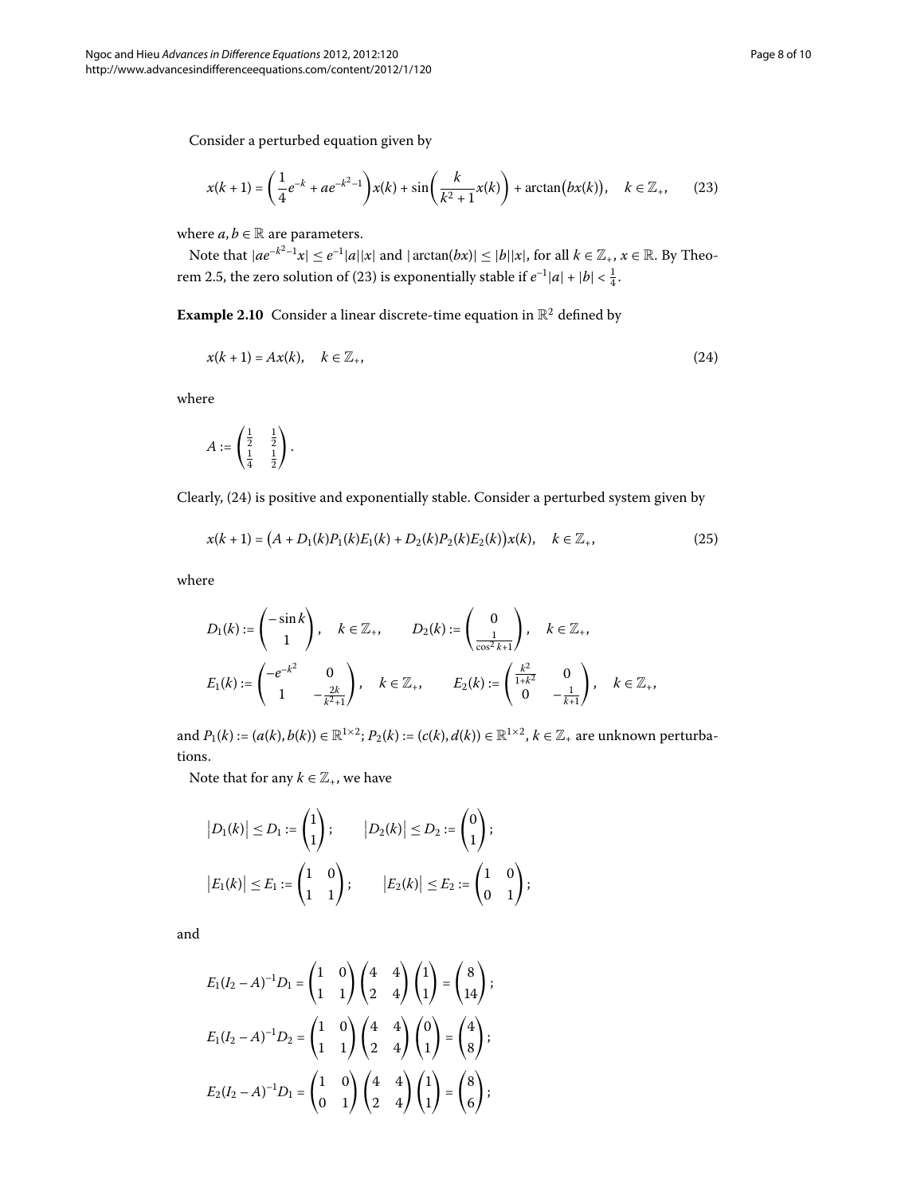Consider a perturbed equation given by

$$x(k+1) = \left(\frac{1}{4}e^{-k} + ae^{-k^2-1}\right)x(k) + \sin\left(\frac{k}{k^2+1}x(k)\right) + \arctan\bigl(bx(k)\bigr), \quad k \in \mathbb{Z}_+, \tag{23}$$

where $a, b \in \mathbb{R}$ are parameters.

Note that $|ae^{-k^2-1}x| \le e^{-1}|a||x|$ and $|\arctan(bx)| \le |b||x|$, for all $k \in \mathbb{Z}_+$, $x \in \mathbb{R}$. By Theorem 2.5, the zero solution of (23) is exponentially stable if $e^{-1}|a| + |b| < \frac{1}{4}$.

**Example 2.10** Consider a linear discrete-time equation in $\mathbb{R}^2$ defined by

$$x(k+1) = Ax(k), \quad k \in \mathbb{Z}_+, \tag{24}$$

where

$$A := \begin{pmatrix} \frac{1}{2} & \frac{1}{2} \\ \frac{1}{4} & \frac{1}{2} \end{pmatrix}.$$

Clearly, (24) is positive and exponentially stable. Consider a perturbed system given by

$$x(k+1) = \bigl(A + D_1(k)P_1(k)E_1(k) + D_2(k)P_2(k)E_2(k)\bigr)x(k), \quad k \in \mathbb{Z}_+, \tag{25}$$

where

$$D_1(k) := \begin{pmatrix} -\sin k \\ 1 \end{pmatrix}, \quad k \in \mathbb{Z}_+, \qquad D_2(k) := \begin{pmatrix} 0 \\ \frac{1}{\cos^2 k+1} \end{pmatrix}, \quad k \in \mathbb{Z}_+,$$

$$E_1(k) := \begin{pmatrix} -e^{-k^2} & 0 \\ 1 & -\frac{2k}{k^2+1} \end{pmatrix}, \quad k \in \mathbb{Z}_+, \qquad E_2(k) := \begin{pmatrix} \frac{k^2}{1+k^2} & 0 \\ 0 & -\frac{1}{k+1} \end{pmatrix}, \quad k \in \mathbb{Z}_+,$$

and $P_1(k) := (a(k), b(k)) \in \mathbb{R}^{1\times 2}$; $P_2(k) := (c(k), d(k)) \in \mathbb{R}^{1\times 2}$, $k \in \mathbb{Z}_+$ are unknown perturbations.

Note that for any $k \in \mathbb{Z}_+$, we have

$$\bigl|D_1(k)\bigr| \le D_1 := \begin{pmatrix} 1 \\ 1 \end{pmatrix}; \qquad \bigl|D_2(k)\bigr| \le D_2 := \begin{pmatrix} 0 \\ 1 \end{pmatrix};$$

$$\bigl|E_1(k)\bigr| \le E_1 := \begin{pmatrix} 1 & 0 \\ 1 & 1 \end{pmatrix}; \qquad \bigl|E_2(k)\bigr| \le E_2 := \begin{pmatrix} 1 & 0 \\ 0 & 1 \end{pmatrix};$$

and

$$E_1(I_2 - A)^{-1}D_1 = \begin{pmatrix} 1 & 0 \\ 1 & 1 \end{pmatrix}\begin{pmatrix} 4 & 4 \\ 2 & 4 \end{pmatrix}\begin{pmatrix} 1 \\ 1 \end{pmatrix} = \begin{pmatrix} 8 \\ 14 \end{pmatrix};$$

$$E_1(I_2 - A)^{-1}D_2 = \begin{pmatrix} 1 & 0 \\ 1 & 1 \end{pmatrix}\begin{pmatrix} 4 & 4 \\ 2 & 4 \end{pmatrix}\begin{pmatrix} 0 \\ 1 \end{pmatrix} = \begin{pmatrix} 4 \\ 8 \end{pmatrix};$$

$$E_2(I_2 - A)^{-1}D_1 = \begin{pmatrix} 1 & 0 \\ 0 & 1 \end{pmatrix}\begin{pmatrix} 4 & 4 \\ 2 & 4 \end{pmatrix}\begin{pmatrix} 1 \\ 1 \end{pmatrix} = \begin{pmatrix} 8 \\ 6 \end{pmatrix};$$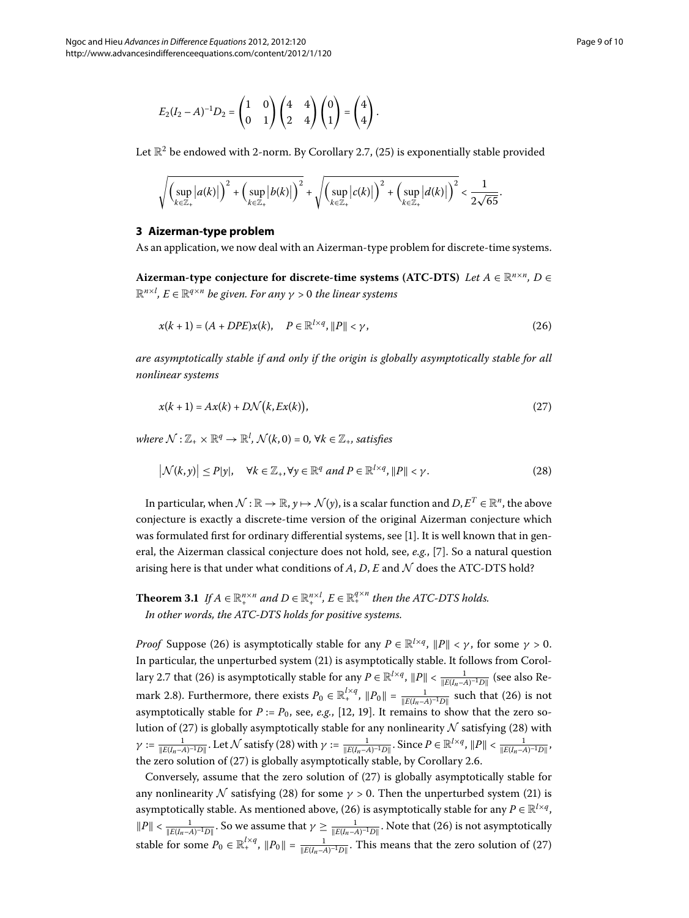$$E_2(I_2 - A)^{-1}D_2 = \begin{pmatrix} 1 & 0 \\ 0 & 1 \end{pmatrix} \begin{pmatrix} 4 & 4 \\ 2 & 4 \end{pmatrix} \begin{pmatrix} 0 \\ 1 \end{pmatrix} = \begin{pmatrix} 4 \\ 4 \end{pmatrix}.$$

Let $\mathbb{R}^2$ be endowed with 2-norm. By Corollary 2.7, (25) is exponentially stable provided

$$\sqrt{\Big(\sup_{k\in\mathbb{Z}_+}|a(k)|\Big)^2 + \Big(\sup_{k\in\mathbb{Z}_+}|b(k)|\Big)^2} + \sqrt{\Big(\sup_{k\in\mathbb{Z}_+}|c(k)|\Big)^2 + \Big(\sup_{k\in\mathbb{Z}_+}|d(k)|\Big)^2} < \frac{1}{2\sqrt{65}}.$$

## 3 Aizerman-type problem

As an application, we now deal with an Aizerman-type problem for discrete-time systems.

**Aizerman-type conjecture for discrete-time systems (ATC-DTS)** *Let $A \in \mathbb{R}^{n\times n}$, $D \in \mathbb{R}^{n\times l}$, $E \in \mathbb{R}^{q\times n}$ be given. For any $\gamma > 0$ the linear systems*

$$x(k+1) = (A + DPE)x(k), \quad P \in \mathbb{R}^{l\times q}, \|P\| < \gamma, \tag{26}$$

*are asymptotically stable if and only if the origin is globally asymptotically stable for all nonlinear systems*

$$x(k+1) = Ax(k) + D\mathcal{N}\big(k, Ex(k)\big), \tag{27}$$

*where $\mathcal{N} : \mathbb{Z}_+ \times \mathbb{R}^q \to \mathbb{R}^l$, $\mathcal{N}(k,0) = 0$, $\forall k \in \mathbb{Z}_+$, satisfies*

$$\big|\mathcal{N}(k,y)\big| \leq P|y|, \quad \forall k \in \mathbb{Z}_+, \forall y \in \mathbb{R}^q \text{ and } P \in \mathbb{R}^{l\times q}, \|P\| < \gamma. \tag{28}$$

In particular, when $\mathcal{N} : \mathbb{R} \to \mathbb{R}$, $y \mapsto \mathcal{N}(y)$, is a scalar function and $D, E^T \in \mathbb{R}^n$, the above conjecture is exactly a discrete-time version of the original Aizerman conjecture which was formulated first for ordinary differential systems, see [1]. It is well known that in general, the Aizerman classical conjecture does not hold, see, *e.g.*, [7]. So a natural question arising here is that under what conditions of $A$, $D$, $E$ and $\mathcal{N}$ does the ATC-DTS hold?

**Theorem 3.1** *If $A \in \mathbb{R}_+^{n\times n}$ and $D \in \mathbb{R}_+^{n\times l}$, $E \in \mathbb{R}_+^{q\times n}$ then the ATC-DTS holds. In other words, the ATC-DTS holds for positive systems.*

*Proof* Suppose (26) is asymptotically stable for any $P \in \mathbb{R}^{l\times q}$, $\|P\| < \gamma$, for some $\gamma > 0$. In particular, the unperturbed system (21) is asymptotically stable. It follows from Corollary 2.7 that (26) is asymptotically stable for any $P \in \mathbb{R}^{l\times q}$, $\|P\| < \frac{1}{\|E(I_n-A)^{-1}D\|}$ (see also Remark 2.8). Furthermore, there exists $P_0 \in \mathbb{R}_+^{l\times q}$, $\|P_0\| = \frac{1}{\|E(I_n-A)^{-1}D\|}$ such that (26) is not asymptotically stable for $P := P_0$, see, *e.g.*, [12, 19]. It remains to show that the zero solution of (27) is globally asymptotically stable for any nonlinearity $\mathcal{N}$ satisfying (28) with $\gamma := \frac{1}{\|E(I_n-A)^{-1}D\|}$. Let $\mathcal{N}$ satisfy (28) with $\gamma := \frac{1}{\|E(I_n-A)^{-1}D\|}$. Since $P \in \mathbb{R}^{l\times q}$, $\|P\| < \frac{1}{\|E(I_n-A)^{-1}D\|}$, the zero solution of (27) is globally asymptotically stable, by Corollary 2.6.

Conversely, assume that the zero solution of (27) is globally asymptotically stable for any nonlinearity $\mathcal{N}$ satisfying (28) for some $\gamma > 0$. Then the unperturbed system (21) is asymptotically stable. As mentioned above, (26) is asymptotically stable for any $P \in \mathbb{R}^{l\times q}$, $\|P\| < \frac{1}{\|E(I_n-A)^{-1}D\|}$. So we assume that $\gamma \geq \frac{1}{\|E(I_n-A)^{-1}D\|}$. Note that (26) is not asymptotically stable for some $P_0 \in \mathbb{R}_+^{l\times q}$, $\|P_0\| = \frac{1}{\|E(I_n-A)^{-1}D\|}$. This means that the zero solution of (27)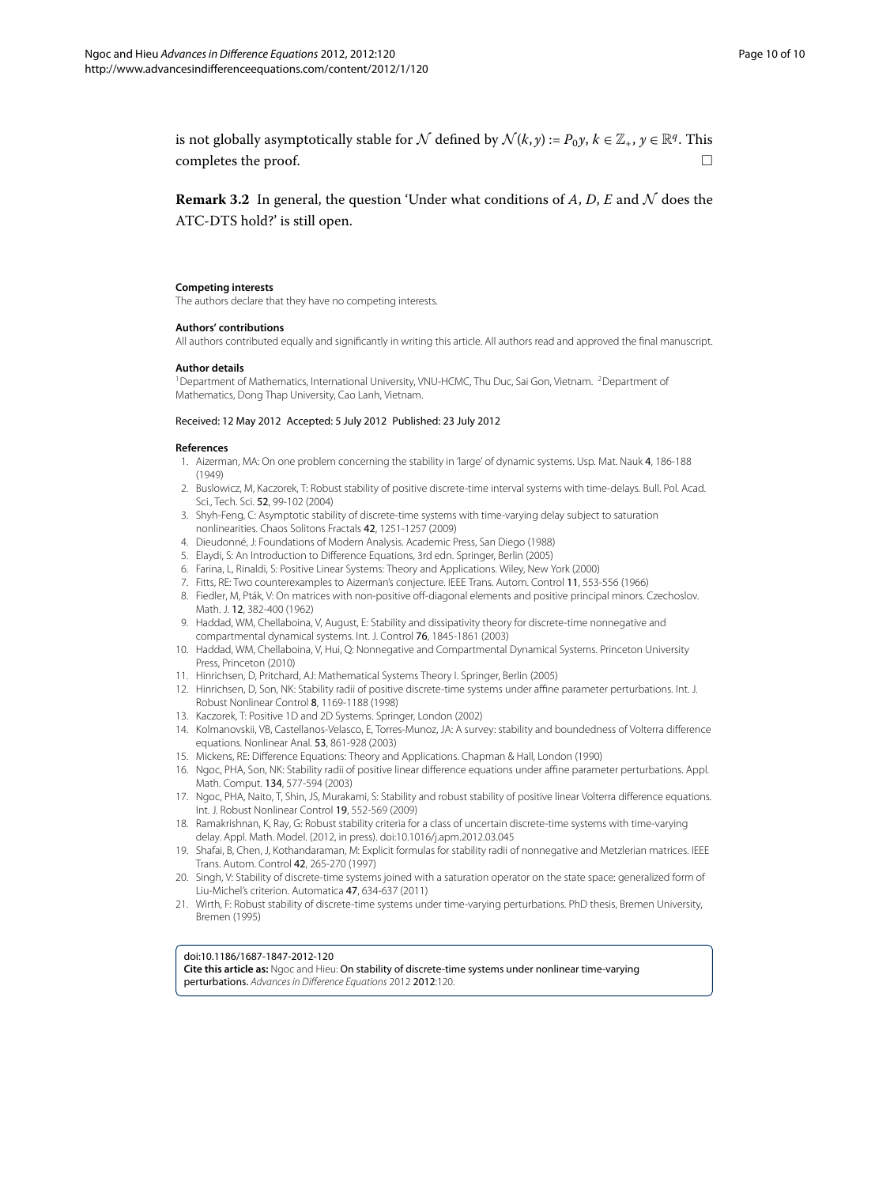is not globally asymptotically stable for $\mathcal{N}$ defined by $\mathcal{N}(k,y) := P_0 y$, $k \in \mathbb{Z}_+$, $y \in \mathbb{R}^q$. This completes the proof. □

**Remark 3.2** In general, the question 'Under what conditions of $A$, $D$, $E$ and $\mathcal{N}$ does the ATC-DTS hold?' is still open.

#### Competing interests

The authors declare that they have no competing interests.

#### Authors' contributions

All authors contributed equally and significantly in writing this article. All authors read and approved the final manuscript.

#### Author details

[1]Department of Mathematics, International University, VNU-HCMC, Thu Duc, Sai Gon, Vietnam. [2]Department of Mathematics, Dong Thap University, Cao Lanh, Vietnam.

Received: 12 May 2012 Accepted: 5 July 2012 Published: 23 July 2012

#### References

1. Aizerman, MA: On one problem concerning the stability in 'large' of dynamic systems. Usp. Mat. Nauk **4**, 186-188 (1949)
2. Buslowicz, M, Kaczorek, T: Robust stability of positive discrete-time interval systems with time-delays. Bull. Pol. Acad. Sci., Tech. Sci. **52**, 99-102 (2004)
3. Shyh-Feng, C: Asymptotic stability of discrete-time systems with time-varying delay subject to saturation nonlinearities. Chaos Solitons Fractals **42**, 1251-1257 (2009)
4. Dieudonné, J: Foundations of Modern Analysis. Academic Press, San Diego (1988)
5. Elaydi, S: An Introduction to Difference Equations, 3rd edn. Springer, Berlin (2005)
6. Farina, L, Rinaldi, S: Positive Linear Systems: Theory and Applications. Wiley, New York (2000)
7. Fitts, RE: Two counterexamples to Aizerman's conjecture. IEEE Trans. Autom. Control **11**, 553-556 (1966)
8. Fiedler, M, Pták, V: On matrices with non-positive off-diagonal elements and positive principal minors. Czechoslov. Math. J. **12**, 382-400 (1962)
9. Haddad, WM, Chellaboina, V, August, E: Stability and dissipativity theory for discrete-time nonnegative and compartmental dynamical systems. Int. J. Control **76**, 1845-1861 (2003)
10. Haddad, WM, Chellaboina, V, Hui, Q: Nonnegative and Compartmental Dynamical Systems. Princeton University Press, Princeton (2010)
11. Hinrichsen, D, Pritchard, AJ: Mathematical Systems Theory I. Springer, Berlin (2005)
12. Hinrichsen, D, Son, NK: Stability radii of positive discrete-time systems under affine parameter perturbations. Int. J. Robust Nonlinear Control **8**, 1169-1188 (1998)
13. Kaczorek, T: Positive 1D and 2D Systems. Springer, London (2002)
14. Kolmanovskii, VB, Castellanos-Velasco, E, Torres-Munoz, JA: A survey: stability and boundedness of Volterra difference equations. Nonlinear Anal. **53**, 861-928 (2003)
15. Mickens, RE: Difference Equations: Theory and Applications. Chapman & Hall, London (1990)
16. Ngoc, PHA, Son, NK: Stability radii of positive linear difference equations under affine parameter perturbations. Appl. Math. Comput. **134**, 577-594 (2003)
17. Ngoc, PHA, Naito, T, Shin, JS, Murakami, S: Stability and robust stability of positive linear Volterra difference equations. Int. J. Robust Nonlinear Control **19**, 552-569 (2009)
18. Ramakrishnan, K, Ray, G: Robust stability criteria for a class of uncertain discrete-time systems with time-varying delay. Appl. Math. Model. (2012, in press). doi:10.1016/j.apm.2012.03.045
19. Shafai, B, Chen, J, Kothandaraman, M: Explicit formulas for stability radii of nonnegative and Metzlerian matrices. IEEE Trans. Autom. Control **42**, 265-270 (1997)
20. Singh, V: Stability of discrete-time systems joined with a saturation operator on the state space: generalized form of Liu-Michel's criterion. Automatica **47**, 634-637 (2011)
21. Wirth, F: Robust stability of discrete-time systems under time-varying perturbations. PhD thesis, Bremen University, Bremen (1995)

doi:10.1186/1687-1847-2012-120
**Cite this article as:** Ngoc and Hieu: On stability of discrete-time systems under nonlinear time-varying perturbations. *Advances in Difference Equations* 2012 **2012**:120.